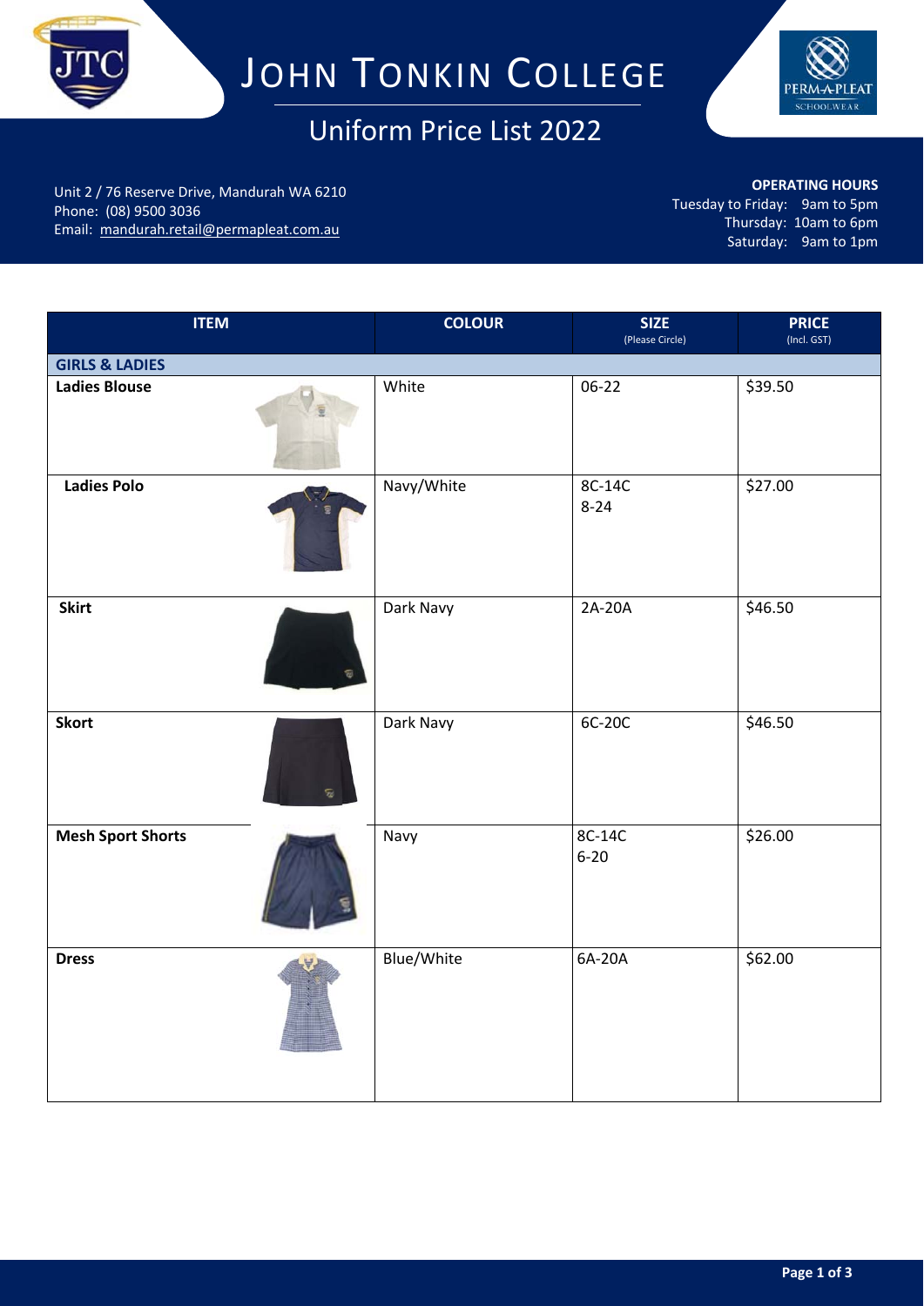# JOHN TONKIN COLLEGE

## Uniform Price List 2022

Unit 2 / 76 Reserve Drive, Mandurah WA 6210
Phone: (08) 9500 3036
Email: mandurah.retail@permapleat.com.au

**OPERATING HOURS**
Tuesday to Friday: 9am to 5pm
Thursday: 10am to 6pm
Saturday: 9am to 1pm

| ITEM | COLOUR | SIZE (Please Circle) | PRICE (Incl. GST) |
|---|---|---|---|
| **GIRLS & LADIES** | | | |
| **Ladies Blouse** | White | 06-22 | $39.50 |
| **Ladies Polo** | Navy/White | 8C-14C<br>8-24 | $27.00 |
| **Skirt** | Dark Navy | 2A-20A | $46.50 |
| **Skort** | Dark Navy | 6C-20C | $46.50 |
| **Mesh Sport Shorts** | Navy | 8C-14C<br>6-20 | $26.00 |
| **Dress** | Blue/White | 6A-20A | $62.00 |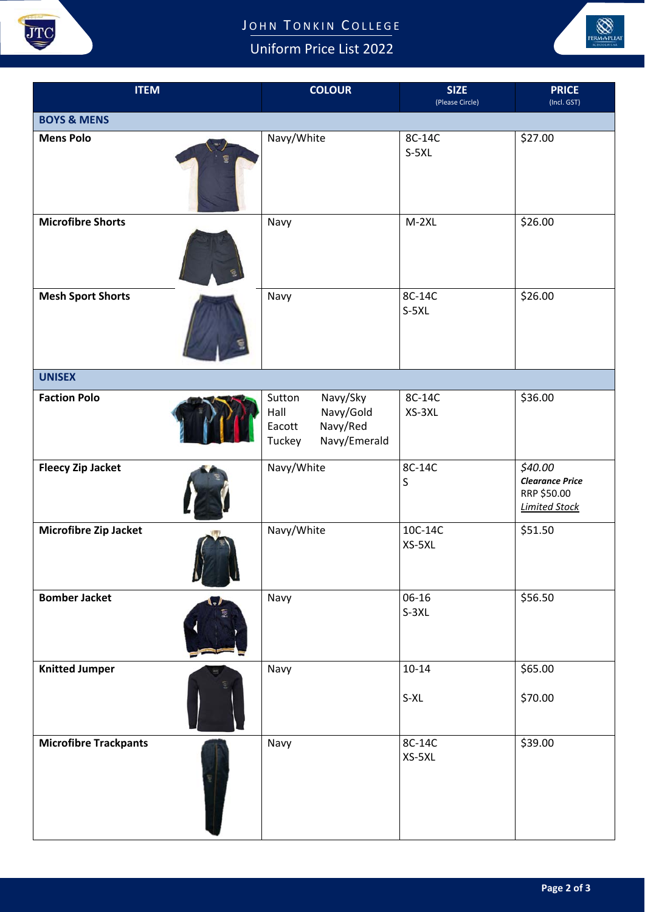# JOHN TONKIN COLLEGE

## Uniform Price List 2022

| ITEM | COLOUR | SIZE (Please Circle) | PRICE (Incl. GST) |
|---|---|---|---|
| **BOYS & MENS** | | | |
| **Mens Polo** | Navy/White | 8C-14C<br>S-5XL | $27.00 |
| **Microfibre Shorts** | Navy | M-2XL | $26.00 |
| **Mesh Sport Shorts** | Navy | 8C-14C<br>S-5XL | $26.00 |
| **UNISEX** | | | |
| **Faction Polo** | Sutton Navy/Sky<br>Hall Navy/Gold<br>Eacott Navy/Red<br>Tuckey Navy/Emerald | 8C-14C<br>XS-3XL | $36.00 |
| **Fleecy Zip Jacket** | Navy/White | 8C-14C<br>S | *$40.00*<br>***Clearance Price***<br>RRP $50.00<br>*Limited Stock* |
| **Microfibre Zip Jacket** | Navy/White | 10C-14C<br>XS-5XL | $51.50 |
| **Bomber Jacket** | Navy | 06-16<br>S-3XL | $56.50 |
| **Knitted Jumper** | Navy | 10-14<br>S-XL | $65.00<br>$70.00 |
| **Microfibre Trackpants** | Navy | 8C-14C<br>XS-5XL | $39.00 |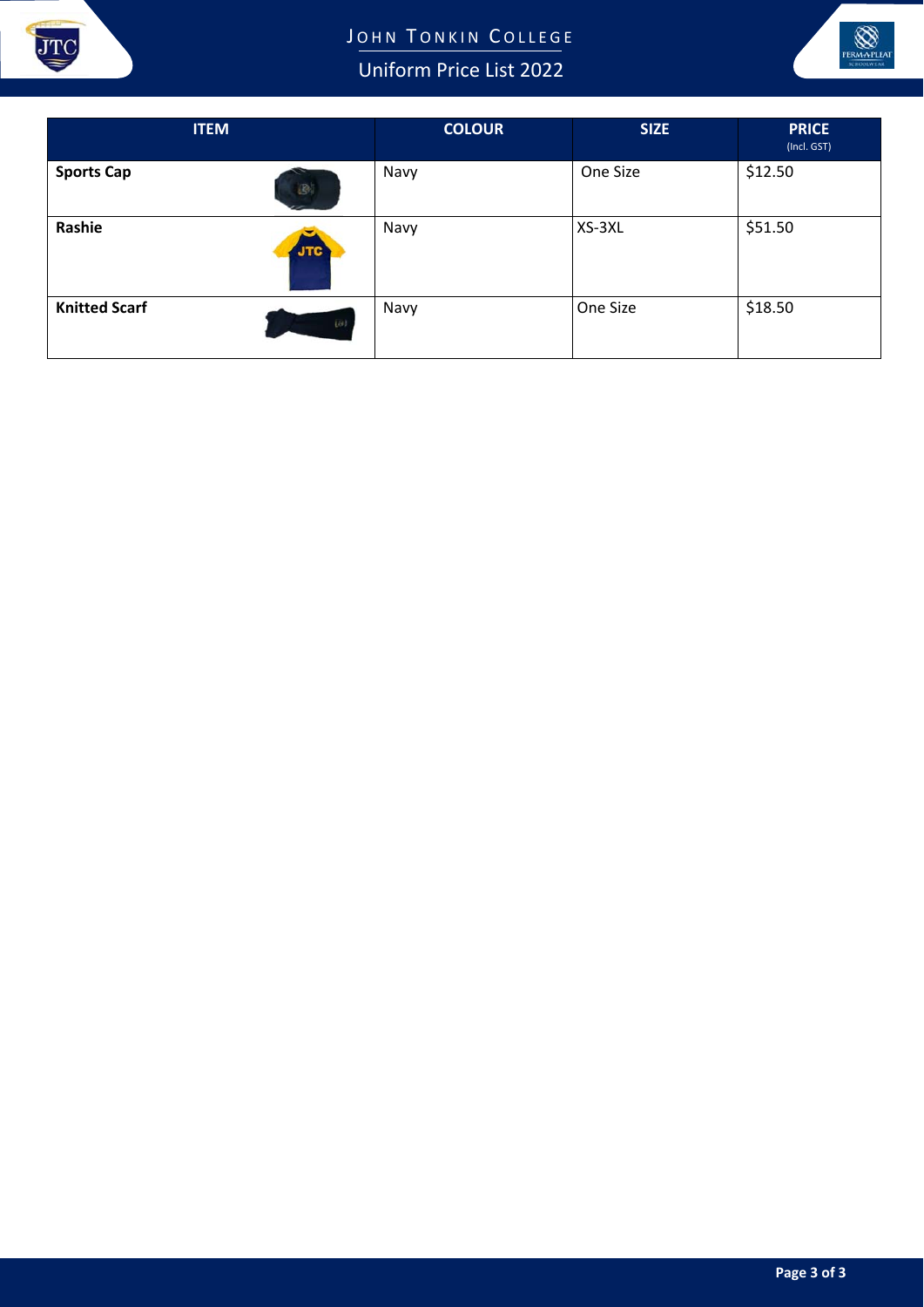| ITEM | COLOUR | SIZE | PRICE (Incl. GST) |
|---|---|---|---|
| **Sports Cap** | Navy | One Size | $12.50 |
| **Rashie** | Navy | XS-3XL | $51.50 |
| **Knitted Scarf** | Navy | One Size | $18.50 |